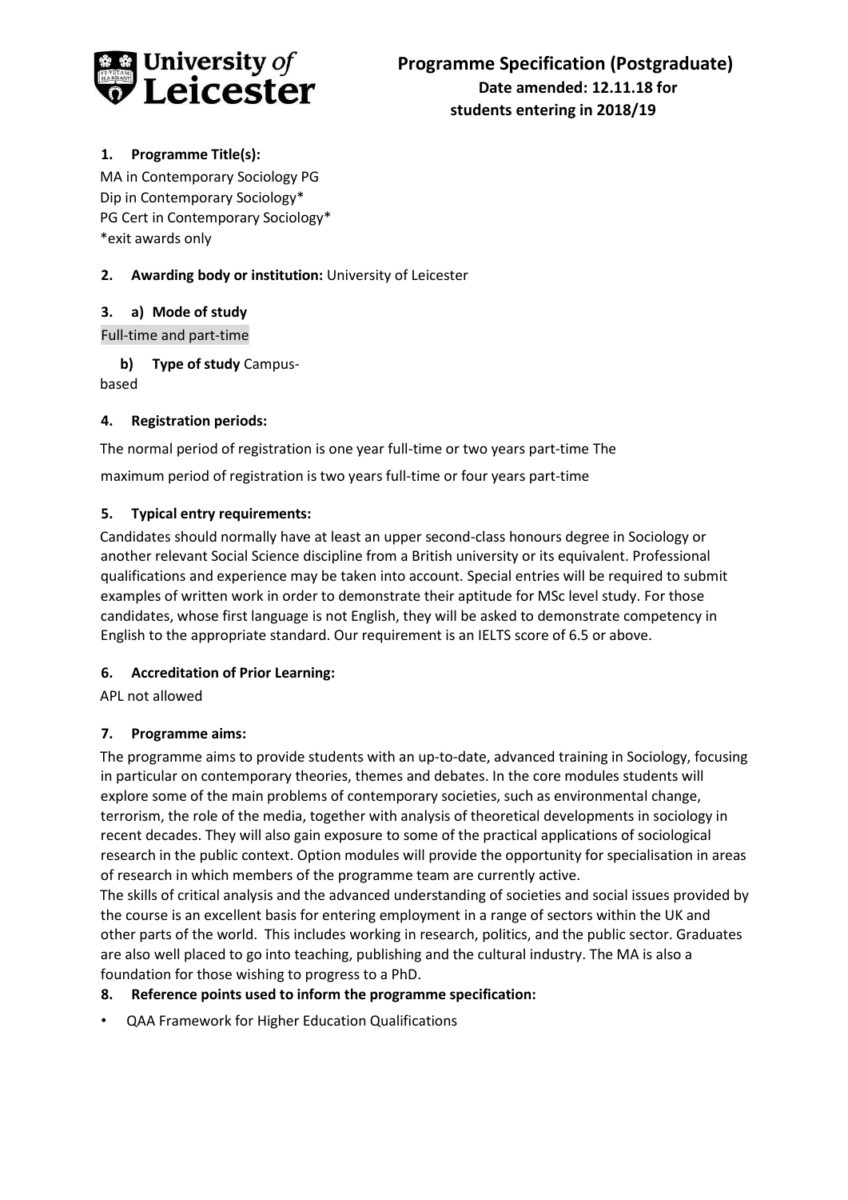**University of Leicester**

# Programme Specification (Postgraduate)

**Date amended: 12.11.18 for students entering in 2018/19**

## 1. Programme Title(s):

MA in Contemporary Sociology PG
Dip in Contemporary Sociology*
PG Cert in Contemporary Sociology*
*exit awards only

## 2. Awarding body or institution: University of Leicester

## 3. a) Mode of study

Full-time and part-time

**b) Type of study** Campus-based

## 4. Registration periods:

The normal period of registration is one year full-time or two years part-time The maximum period of registration is two years full-time or four years part-time

## 5. Typical entry requirements:

Candidates should normally have at least an upper second-class honours degree in Sociology or another relevant Social Science discipline from a British university or its equivalent. Professional qualifications and experience may be taken into account. Special entries will be required to submit examples of written work in order to demonstrate their aptitude for MSc level study. For those candidates, whose first language is not English, they will be asked to demonstrate competency in English to the appropriate standard. Our requirement is an IELTS score of 6.5 or above.

## 6. Accreditation of Prior Learning:

APL not allowed

## 7. Programme aims:

The programme aims to provide students with an up-to-date, advanced training in Sociology, focusing in particular on contemporary theories, themes and debates. In the core modules students will explore some of the main problems of contemporary societies, such as environmental change, terrorism, the role of the media, together with analysis of theoretical developments in sociology in recent decades. They will also gain exposure to some of the practical applications of sociological research in the public context. Option modules will provide the opportunity for specialisation in areas of research in which members of the programme team are currently active.

The skills of critical analysis and the advanced understanding of societies and social issues provided by the course is an excellent basis for entering employment in a range of sectors within the UK and other parts of the world. This includes working in research, politics, and the public sector. Graduates are also well placed to go into teaching, publishing and the cultural industry. The MA is also a foundation for those wishing to progress to a PhD.

## 8. Reference points used to inform the programme specification:

- QAA Framework for Higher Education Qualifications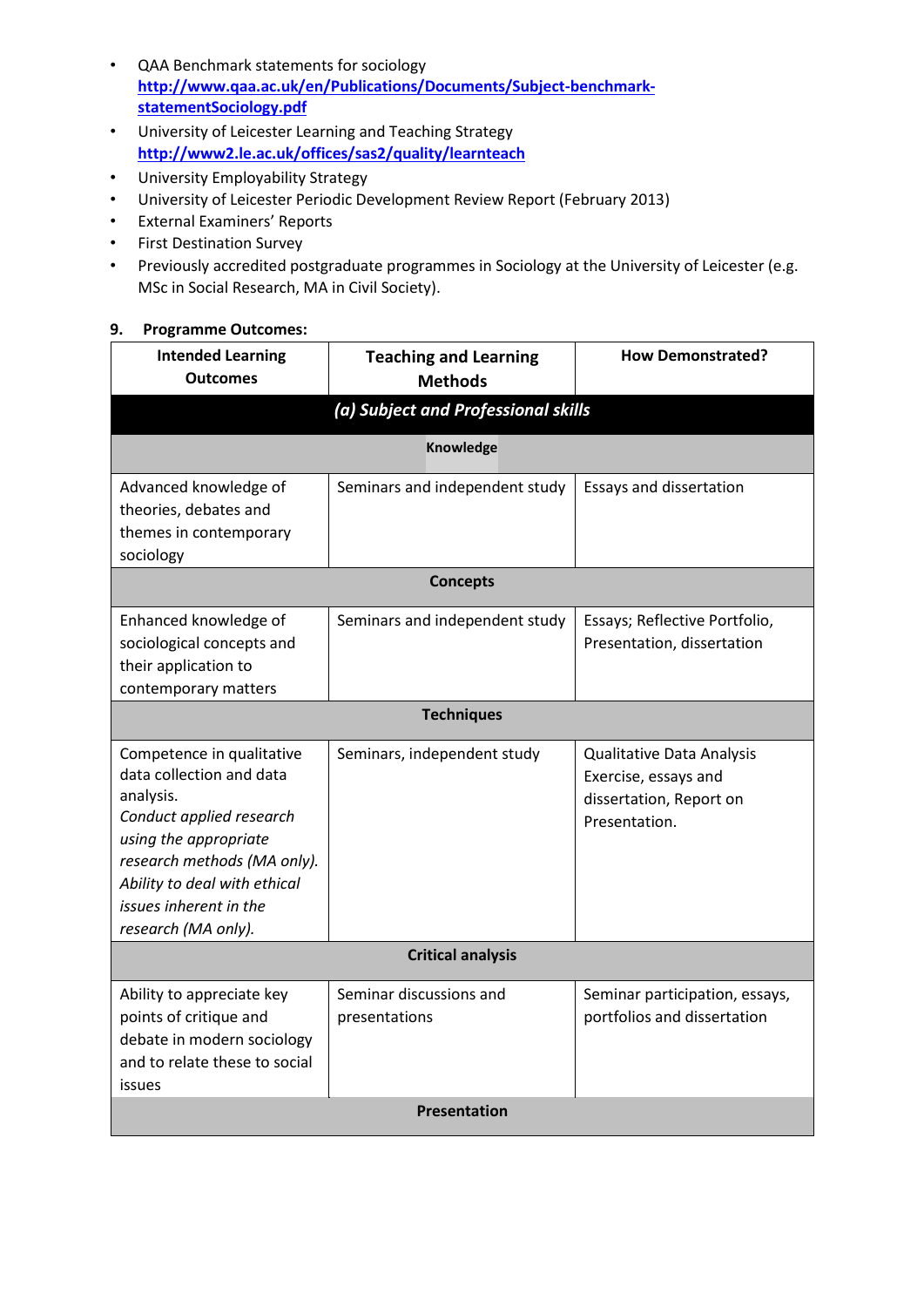- QAA Benchmark statements for sociology [http://www.qaa.ac.uk/en/Publications/Documents/Subject-benchmark-statementSociology.pdf](http://www.qaa.ac.uk/en/Publications/Documents/Subject-benchmark-statementSociology.pdf)
- University of Leicester Learning and Teaching Strategy [http://www2.le.ac.uk/offices/sas2/quality/learnteach](http://www2.le.ac.uk/offices/sas2/quality/learnteach)
- University Employability Strategy
- University of Leicester Periodic Development Review Report (February 2013)
- External Examiners' Reports
- First Destination Survey
- Previously accredited postgraduate programmes in Sociology at the University of Leicester (e.g. MSc in Social Research, MA in Civil Society).

**9. Programme Outcomes:**

| Intended Learning Outcomes | Teaching and Learning Methods | How Demonstrated? |
|---|---|---|
| ***(a) Subject and Professional skills*** | | |
| **Knowledge** | | |
| Advanced knowledge of theories, debates and themes in contemporary sociology | Seminars and independent study | Essays and dissertation |
| **Concepts** | | |
| Enhanced knowledge of sociological concepts and their application to contemporary matters | Seminars and independent study | Essays; Reflective Portfolio, Presentation, dissertation |
| **Techniques** | | |
| Competence in qualitative data collection and data analysis. *Conduct applied research using the appropriate research methods (MA only). Ability to deal with ethical issues inherent in the research (MA only).* | Seminars, independent study | Qualitative Data Analysis Exercise, essays and dissertation, Report on Presentation. |
| **Critical analysis** | | |
| Ability to appreciate key points of critique and debate in modern sociology and to relate these to social issues | Seminar discussions and presentations | Seminar participation, essays, portfolios and dissertation |
| **Presentation** | | |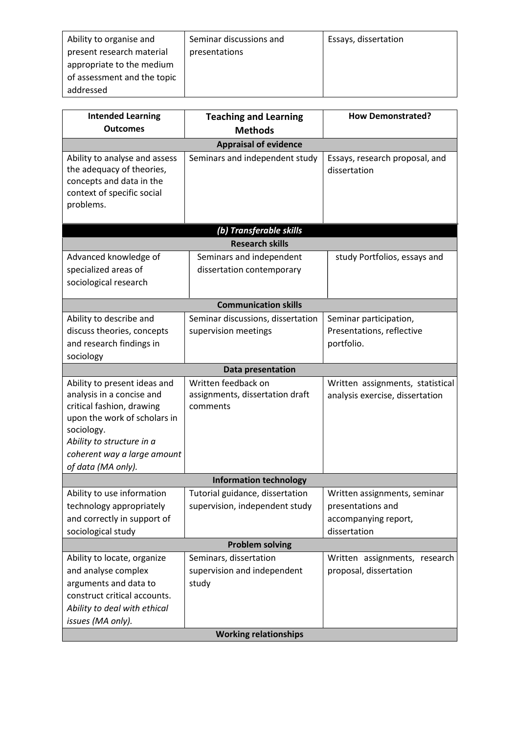| Ability to organise and present research material appropriate to the medium of assessment and the topic addressed | Seminar discussions and presentations | Essays, dissertation |
|---|---|---|

| Intended Learning Outcomes | Teaching and Learning Methods | How Demonstrated? |
|---|---|---|
| **Appraisal of evidence** | | |
| Ability to analyse and assess the adequacy of theories, concepts and data in the context of specific social problems. | Seminars and independent study | Essays, research proposal, and dissertation |
| ***(b) Transferable skills*** | | |
| **Research skills** | | |
| Advanced knowledge of specialized areas of sociological research | Seminars and independent dissertation contemporary | study Portfolios, essays and |
| **Communication skills** | | |
| Ability to describe and discuss theories, concepts and research findings in sociology | Seminar discussions, dissertation supervision meetings | Seminar participation, Presentations, reflective portfolio. |
| **Data presentation** | | |
| Ability to present ideas and analysis in a concise and critical fashion, drawing upon the work of scholars in sociology. *Ability to structure in a coherent way a large amount of data (MA only).* | Written feedback on assignments, dissertation draft comments | Written assignments, statistical analysis exercise, dissertation |
| **Information technology** | | |
| Ability to use information technology appropriately and correctly in support of sociological study | Tutorial guidance, dissertation supervision, independent study | Written assignments, seminar presentations and accompanying report, dissertation |
| **Problem solving** | | |
| Ability to locate, organize and analyse complex arguments and data to construct critical accounts. *Ability to deal with ethical issues (MA only).* | Seminars, dissertation supervision and independent study | Written assignments, research proposal, dissertation |
| **Working relationships** | | |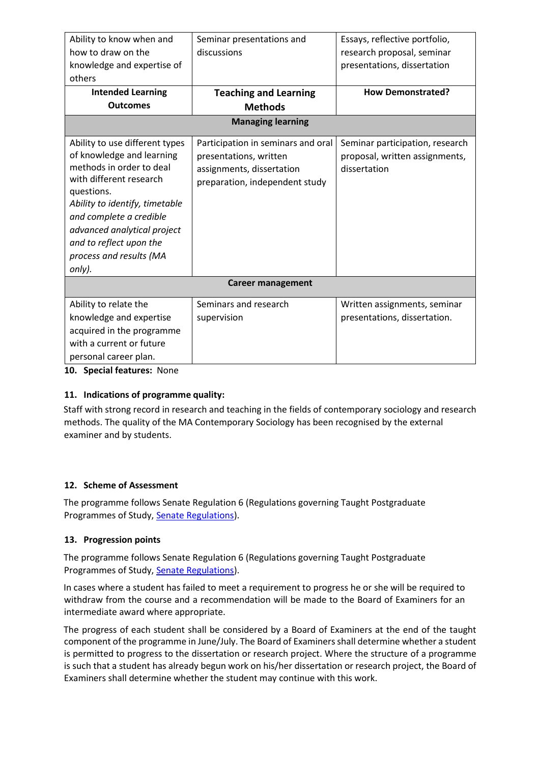| Intended Learning Outcomes | Teaching and Learning Methods | How Demonstrated? |
|---|---|---|
| Ability to know when and how to draw on the knowledge and expertise of others | Seminar presentations and discussions | Essays, reflective portfolio, research proposal, seminar presentations, dissertation |
| **Intended Learning Outcomes** | **Teaching and Learning Methods** | **How Demonstrated?** |
| **Managing learning** | | |
| Ability to use different types of knowledge and learning methods in order to deal with different research questions. *Ability to identify, timetable and complete a credible advanced analytical project and to reflect upon the process and results (MA only).* | Participation in seminars and oral presentations, written assignments, dissertation preparation, independent study | Seminar participation, research proposal, written assignments, dissertation |
| **Career management** | | |
| Ability to relate the knowledge and expertise acquired in the programme with a current or future personal career plan. | Seminars and research supervision | Written assignments, seminar presentations, dissertation. |

**10. Special features:** None

**11. Indications of programme quality:**

Staff with strong record in research and teaching in the fields of contemporary sociology and research methods. The quality of the MA Contemporary Sociology has been recognised by the external examiner and by students.

**12. Scheme of Assessment**

The programme follows Senate Regulation 6 (Regulations governing Taught Postgraduate Programmes of Study, Senate Regulations).

**13. Progression points**

The programme follows Senate Regulation 6 (Regulations governing Taught Postgraduate Programmes of Study, Senate Regulations).

In cases where a student has failed to meet a requirement to progress he or she will be required to withdraw from the course and a recommendation will be made to the Board of Examiners for an intermediate award where appropriate.

The progress of each student shall be considered by a Board of Examiners at the end of the taught component of the programme in June/July. The Board of Examiners shall determine whether a student is permitted to progress to the dissertation or research project. Where the structure of a programme is such that a student has already begun work on his/her dissertation or research project, the Board of Examiners shall determine whether the student may continue with this work.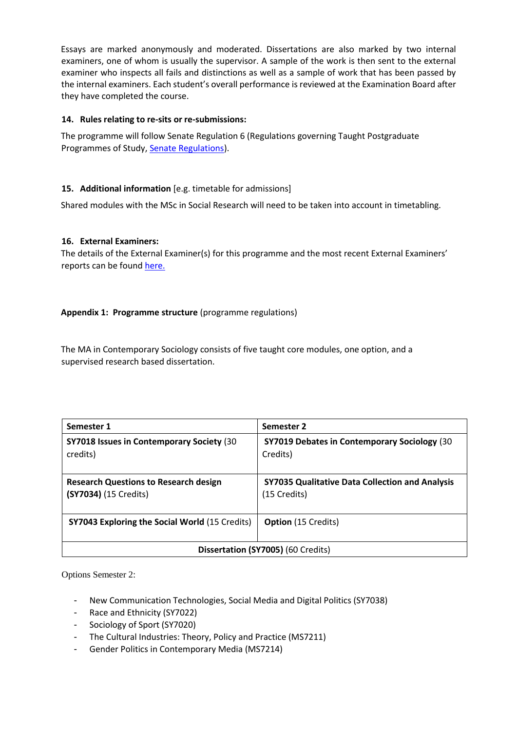Essays are marked anonymously and moderated. Dissertations are also marked by two internal examiners, one of whom is usually the supervisor. A sample of the work is then sent to the external examiner who inspects all fails and distinctions as well as a sample of work that has been passed by the internal examiners. Each student's overall performance is reviewed at the Examination Board after they have completed the course.

**14. Rules relating to re-sits or re-submissions:**

The programme will follow Senate Regulation 6 (Regulations governing Taught Postgraduate Programmes of Study, Senate Regulations).

**15. Additional information** [e.g. timetable for admissions]

Shared modules with the MSc in Social Research will need to be taken into account in timetabling.

**16. External Examiners:**

The details of the External Examiner(s) for this programme and the most recent External Examiners' reports can be found here.

**Appendix 1: Programme structure** (programme regulations)

The MA in Contemporary Sociology consists of five taught core modules, one option, and a supervised research based dissertation.

| Semester 1 | Semester 2 |
|---|---|
| **SY7018 Issues in Contemporary Society** (30 credits) | **SY7019 Debates in Contemporary Sociology** (30 Credits) |
| **Research Questions to Research design (SY7034)** (15 Credits) | **SY7035 Qualitative Data Collection and Analysis** (15 Credits) |
| **SY7043 Exploring the Social World** (15 Credits) | **Option** (15 Credits) |
| **Dissertation (SY7005)** (60 Credits) | |

Options Semester 2:

- New Communication Technologies, Social Media and Digital Politics (SY7038)
- Race and Ethnicity (SY7022)
- Sociology of Sport (SY7020)
- The Cultural Industries: Theory, Policy and Practice (MS7211)
- Gender Politics in Contemporary Media (MS7214)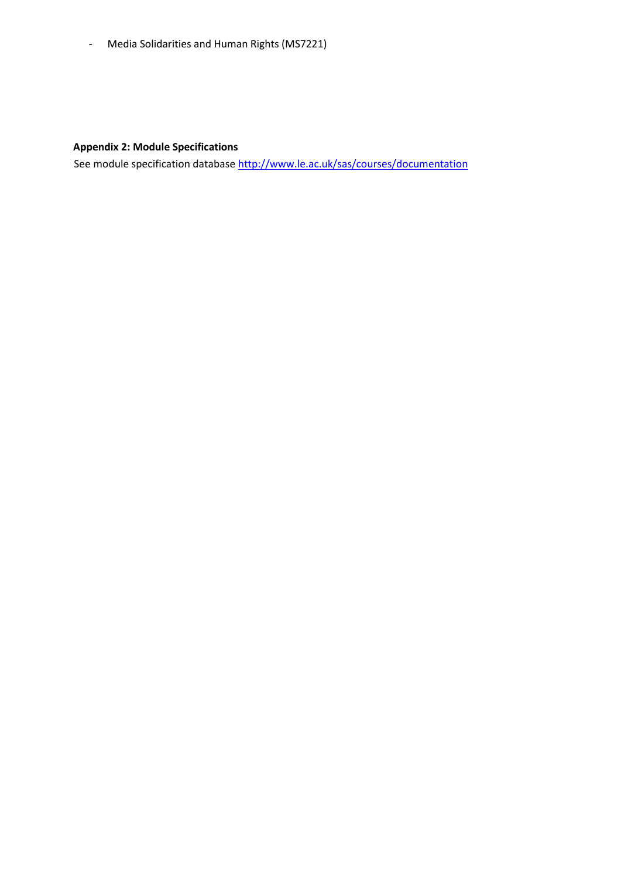- Media Solidarities and Human Rights (MS7221)

**Appendix 2: Module Specifications**

See module specification database http://www.le.ac.uk/sas/courses/documentation